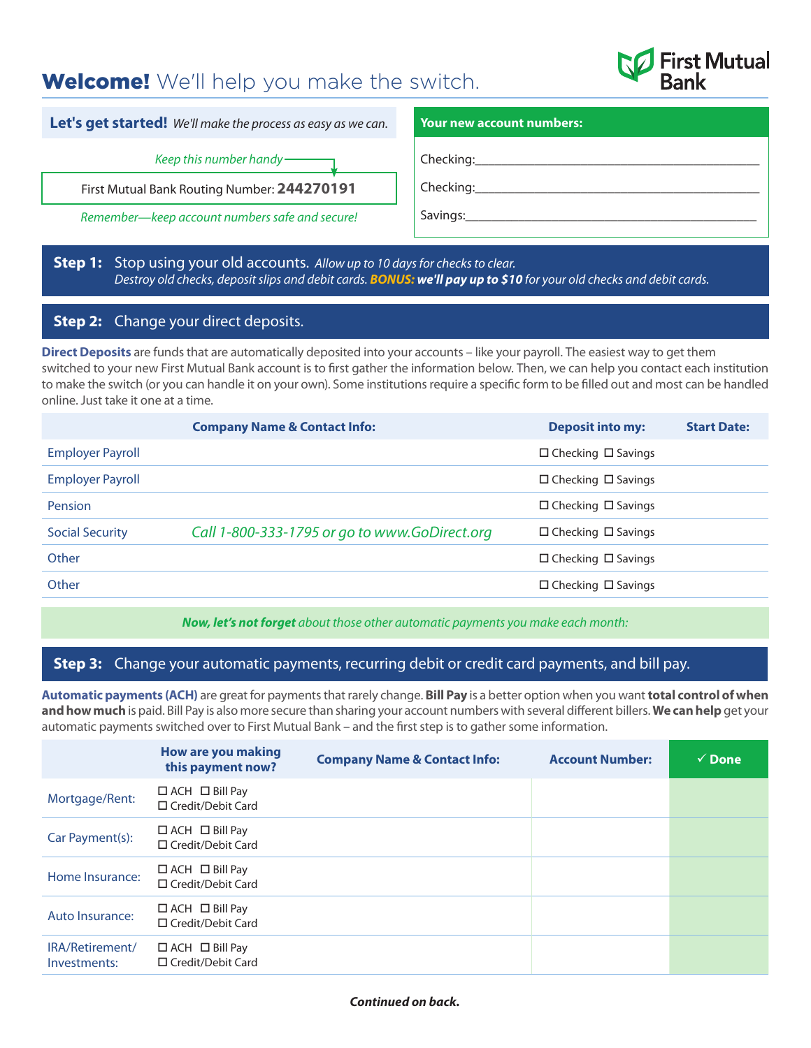# **Welcome!** We'll help you make the switch.

First Mutual Bank

**Let's get started!** *We'll make the process as easy as we can.*

*Keep this number handy*

First Mutual Bank Routing Number: **244270191**

*Remember—keep account numbers safe and secure!*

**Your new account numbers:**

Checking:\_\_\_\_\_\_\_\_\_\_\_\_\_\_\_\_\_\_\_\_\_\_\_\_\_\_\_\_\_\_\_\_\_\_\_\_\_\_\_\_

Checking:\_\_\_\_\_\_\_\_\_\_\_\_\_\_\_\_\_\_\_\_\_\_\_\_\_\_\_\_\_\_\_\_\_\_\_\_\_\_\_\_

Savings:\_\_\_\_\_\_\_\_\_\_\_\_\_\_\_\_\_\_\_\_\_\_\_\_\_\_\_\_\_\_\_\_\_\_\_\_\_\_\_\_

## **Step 1:** Stop using your old accounts.

*Allow up to 10 days for checks to clear.*
*Destroy old checks, deposit slips and debit cards.* ***BONUS:*** ***we'll pay up to $10*** *for your old checks and debit cards.*

## **Step 2:** Change your direct deposits.

**Direct Deposits** are funds that are automatically deposited into your accounts – like your payroll. The easiest way to get them switched to your new First Mutual Bank account is to first gather the information below. Then, we can help you contact each institution to make the switch (or you can handle it on your own). Some institutions require a specific form to be filled out and most can be handled online. Just take it one at a time.

| | Company Name & Contact Info: | Deposit into my: | Start Date: |
|---|---|---|---|
| Employer Payroll | | ☐ Checking ☐ Savings | |
| Employer Payroll | | ☐ Checking ☐ Savings | |
| Pension | | ☐ Checking ☐ Savings | |
| Social Security | *Call 1-800-333-1795 or go to www.GoDirect.org* | ☐ Checking ☐ Savings | |
| Other | | ☐ Checking ☐ Savings | |
| Other | | ☐ Checking ☐ Savings | |

***Now, let's not forget*** *about those other automatic payments you make each month:*

## **Step 3:** Change your automatic payments, recurring debit or credit card payments, and bill pay.

**Automatic payments (ACH)** are great for payments that rarely change. **Bill Pay** is a better option when you want **total control of when and how much** is paid. Bill Pay is also more secure than sharing your account numbers with several different billers. **We can help** get your automatic payments switched over to First Mutual Bank – and the first step is to gather some information.

| | How are you making this payment now? | Company Name & Contact Info: | Account Number: | ✓ Done |
|---|---|---|---|---|
| Mortgage/Rent: | ☐ ACH ☐ Bill Pay ☐ Credit/Debit Card | | | |
| Car Payment(s): | ☐ ACH ☐ Bill Pay ☐ Credit/Debit Card | | | |
| Home Insurance: | ☐ ACH ☐ Bill Pay ☐ Credit/Debit Card | | | |
| Auto Insurance: | ☐ ACH ☐ Bill Pay ☐ Credit/Debit Card | | | |
| IRA/Retirement/ Investments: | ☐ ACH ☐ Bill Pay ☐ Credit/Debit Card | | | |

***Continued on back.***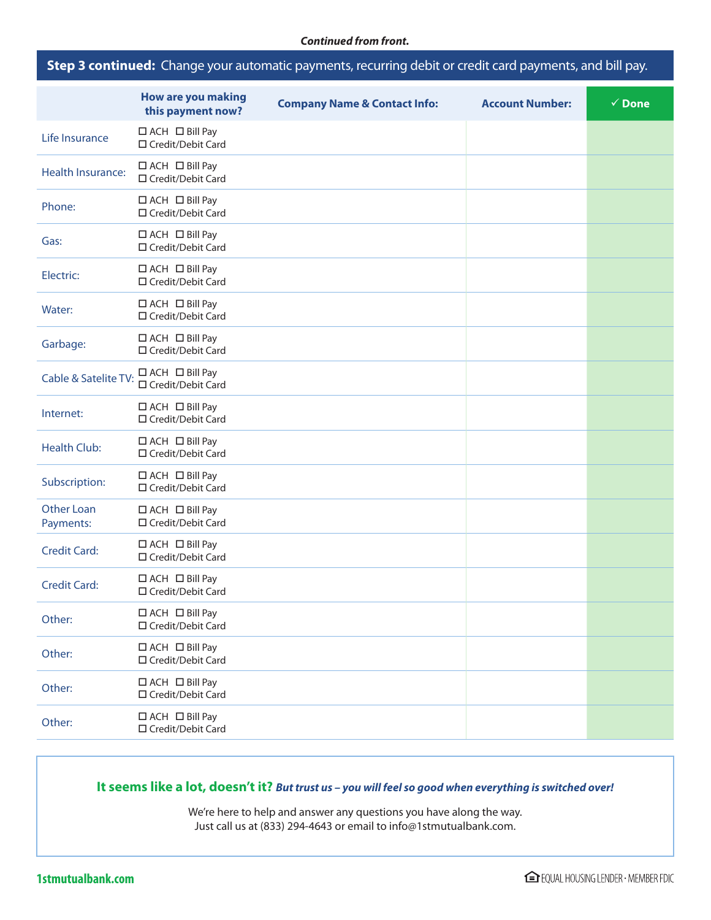***Continued from front.***

## **Step 3 continued:** Change your automatic payments, recurring debit or credit card payments, and bill pay.

| | How are you making this payment now? | Company Name & Contact Info: | Account Number: | ✓ Done |
|---|---|---|---|---|
| Life Insurance | ☐ ACH ☐ Bill Pay ☐ Credit/Debit Card | | | |
| Health Insurance: | ☐ ACH ☐ Bill Pay ☐ Credit/Debit Card | | | |
| Phone: | ☐ ACH ☐ Bill Pay ☐ Credit/Debit Card | | | |
| Gas: | ☐ ACH ☐ Bill Pay ☐ Credit/Debit Card | | | |
| Electric: | ☐ ACH ☐ Bill Pay ☐ Credit/Debit Card | | | |
| Water: | ☐ ACH ☐ Bill Pay ☐ Credit/Debit Card | | | |
| Garbage: | ☐ ACH ☐ Bill Pay ☐ Credit/Debit Card | | | |
| Cable & Satelite TV: | ☐ ACH ☐ Bill Pay ☐ Credit/Debit Card | | | |
| Internet: | ☐ ACH ☐ Bill Pay ☐ Credit/Debit Card | | | |
| Health Club: | ☐ ACH ☐ Bill Pay ☐ Credit/Debit Card | | | |
| Subscription: | ☐ ACH ☐ Bill Pay ☐ Credit/Debit Card | | | |
| Other Loan Payments: | ☐ ACH ☐ Bill Pay ☐ Credit/Debit Card | | | |
| Credit Card: | ☐ ACH ☐ Bill Pay ☐ Credit/Debit Card | | | |
| Credit Card: | ☐ ACH ☐ Bill Pay ☐ Credit/Debit Card | | | |
| Other: | ☐ ACH ☐ Bill Pay ☐ Credit/Debit Card | | | |
| Other: | ☐ ACH ☐ Bill Pay ☐ Credit/Debit Card | | | |
| Other: | ☐ ACH ☐ Bill Pay ☐ Credit/Debit Card | | | |
| Other: | ☐ ACH ☐ Bill Pay ☐ Credit/Debit Card | | | |

**It seems like a lot, doesn't it?** ***But trust us – you will feel so good when everything is switched over!***

We're here to help and answer any questions you have along the way.
Just call us at (833) 294-4643 or email to info@1stmutualbank.com.

**1stmutualbank.com**

EQUAL HOUSING LENDER • MEMBER FDIC